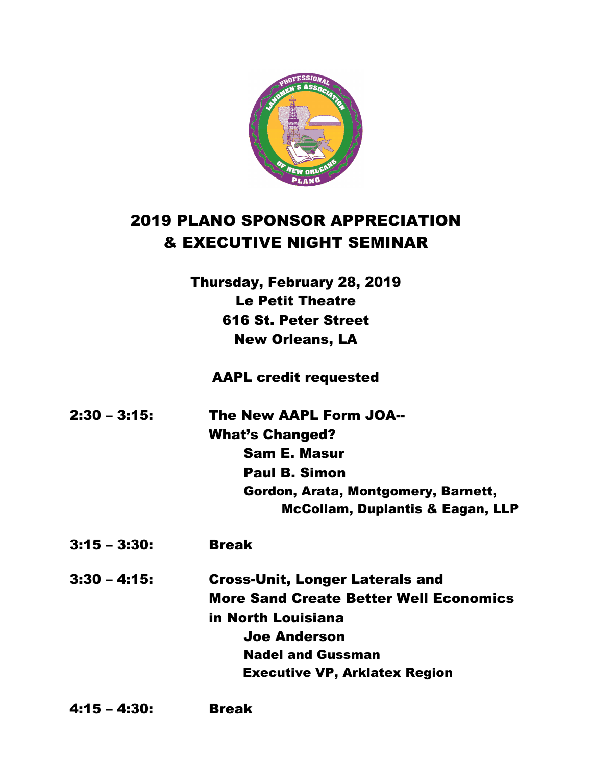# 2019 PLANO SPONSOR APPRECIATION & EXECUTIVE NIGHT SEMINAR

**Thursday, February 28, 2019**
**Le Petit Theatre**
**616 St. Peter Street**
**New Orleans, LA**

**AAPL credit requested**

**2:30 – 3:15:** **The New AAPL Form JOA-- What's Changed?**
**Sam E. Masur**
**Paul B. Simon**
**Gordon, Arata, Montgomery, Barnett, McCollam, Duplantis & Eagan, LLP**

**3:15 – 3:30:** **Break**

**3:30 – 4:15:** **Cross-Unit, Longer Laterals and More Sand Create Better Well Economics in North Louisiana**
**Joe Anderson**
**Nadel and Gussman**
**Executive VP, Arklatex Region**

**4:15 – 4:30:** **Break**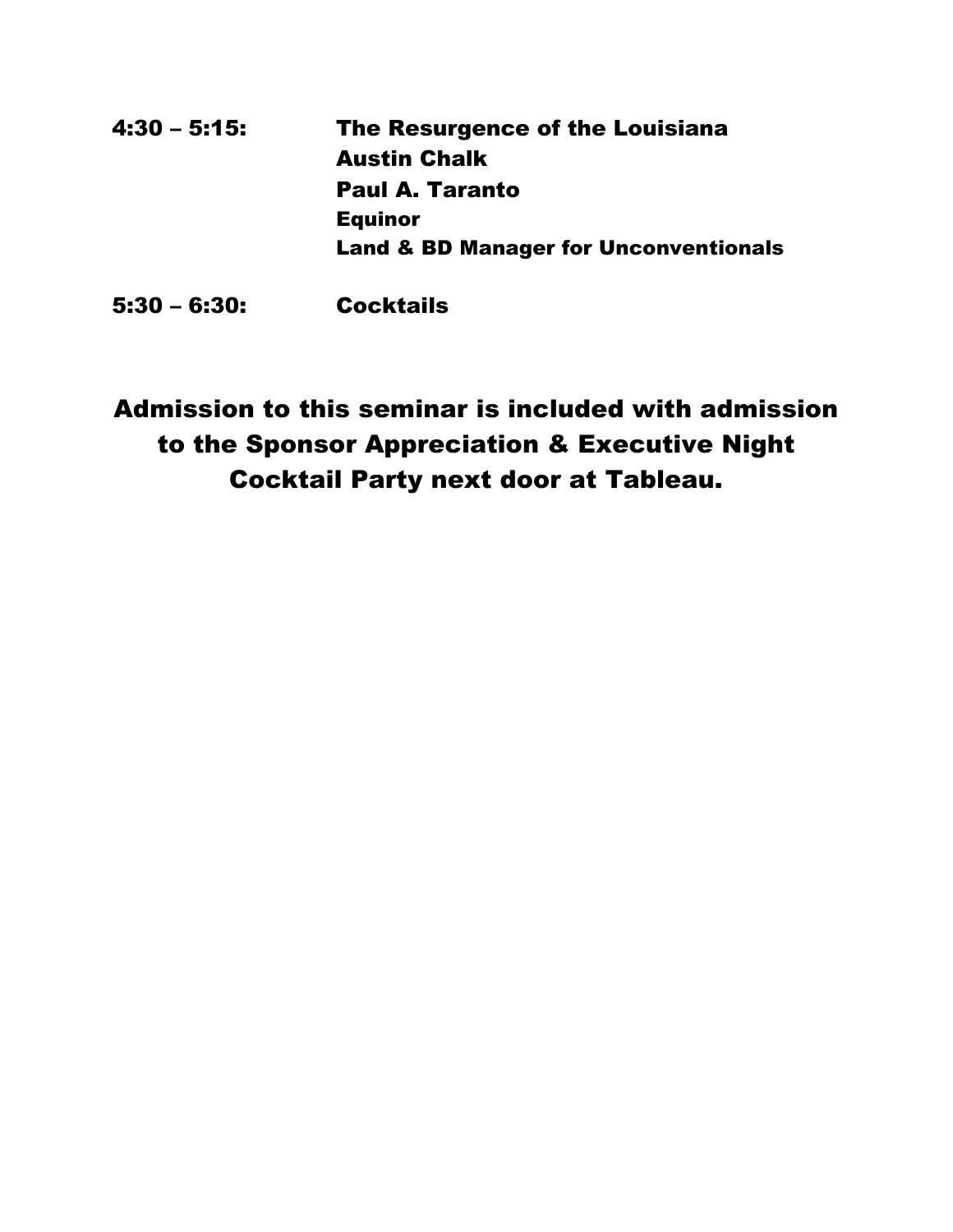**4:30 – 5:15:** **The Resurgence of the Louisiana Austin Chalk**
**Paul A. Taranto**
**Equinor**
**Land & BD Manager for Unconventionals**

**5:30 – 6:30:** **Cocktails**

**Admission to this seminar is included with admission to the Sponsor Appreciation & Executive Night Cocktail Party next door at Tableau.**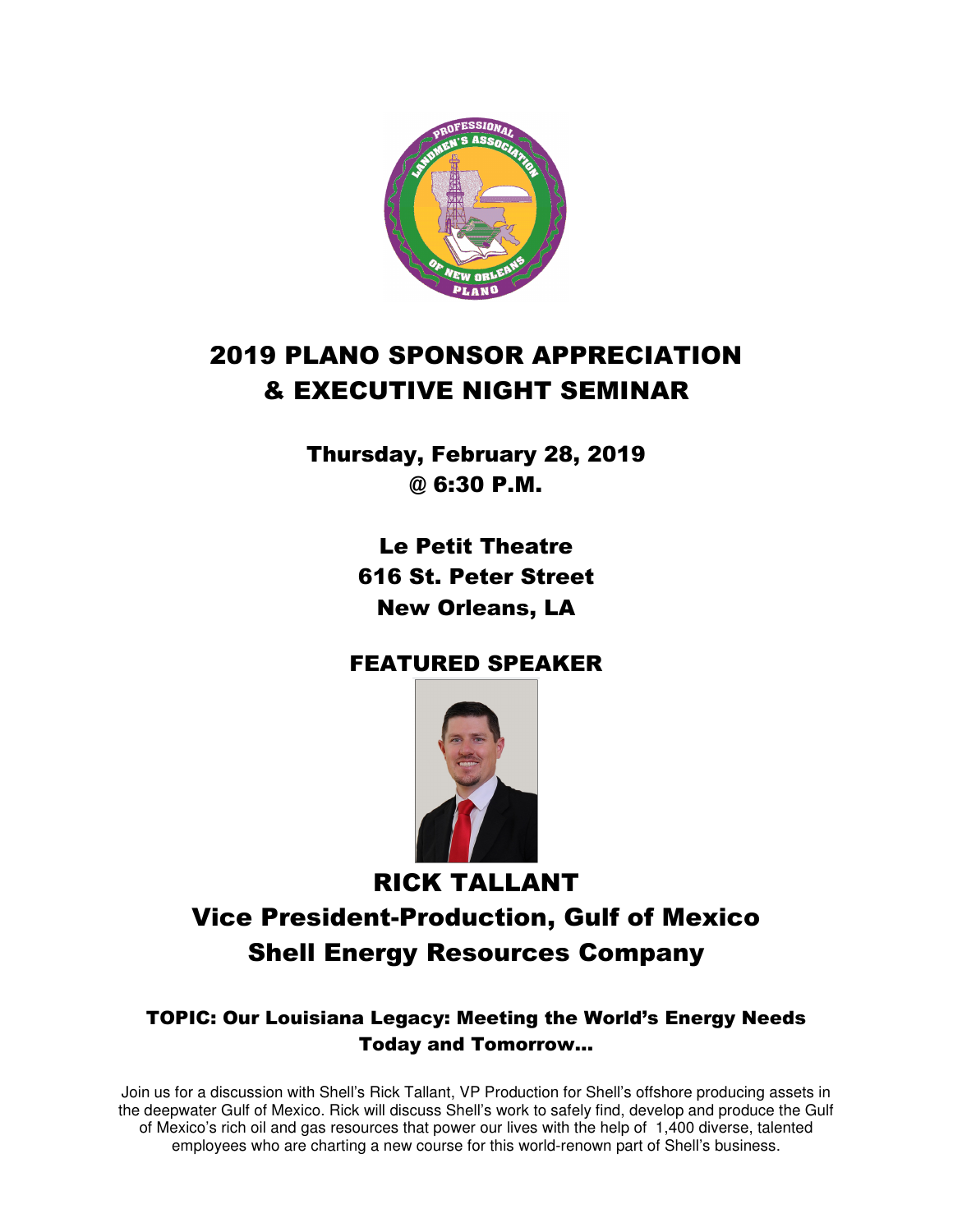# 2019 PLANO SPONSOR APPRECIATION & EXECUTIVE NIGHT SEMINAR

**Thursday, February 28, 2019**
**@ 6:30 P.M.**

**Le Petit Theatre**
**616 St. Peter Street**
**New Orleans, LA**

## FEATURED SPEAKER

## RICK TALLANT
## Vice President-Production, Gulf of Mexico
## Shell Energy Resources Company

**TOPIC: Our Louisiana Legacy: Meeting the World's Energy Needs Today and Tomorrow…**

Join us for a discussion with Shell's Rick Tallant, VP Production for Shell's offshore producing assets in the deepwater Gulf of Mexico. Rick will discuss Shell's work to safely find, develop and produce the Gulf of Mexico's rich oil and gas resources that power our lives with the help of 1,400 diverse, talented employees who are charting a new course for this world-renowned part of Shell's business.